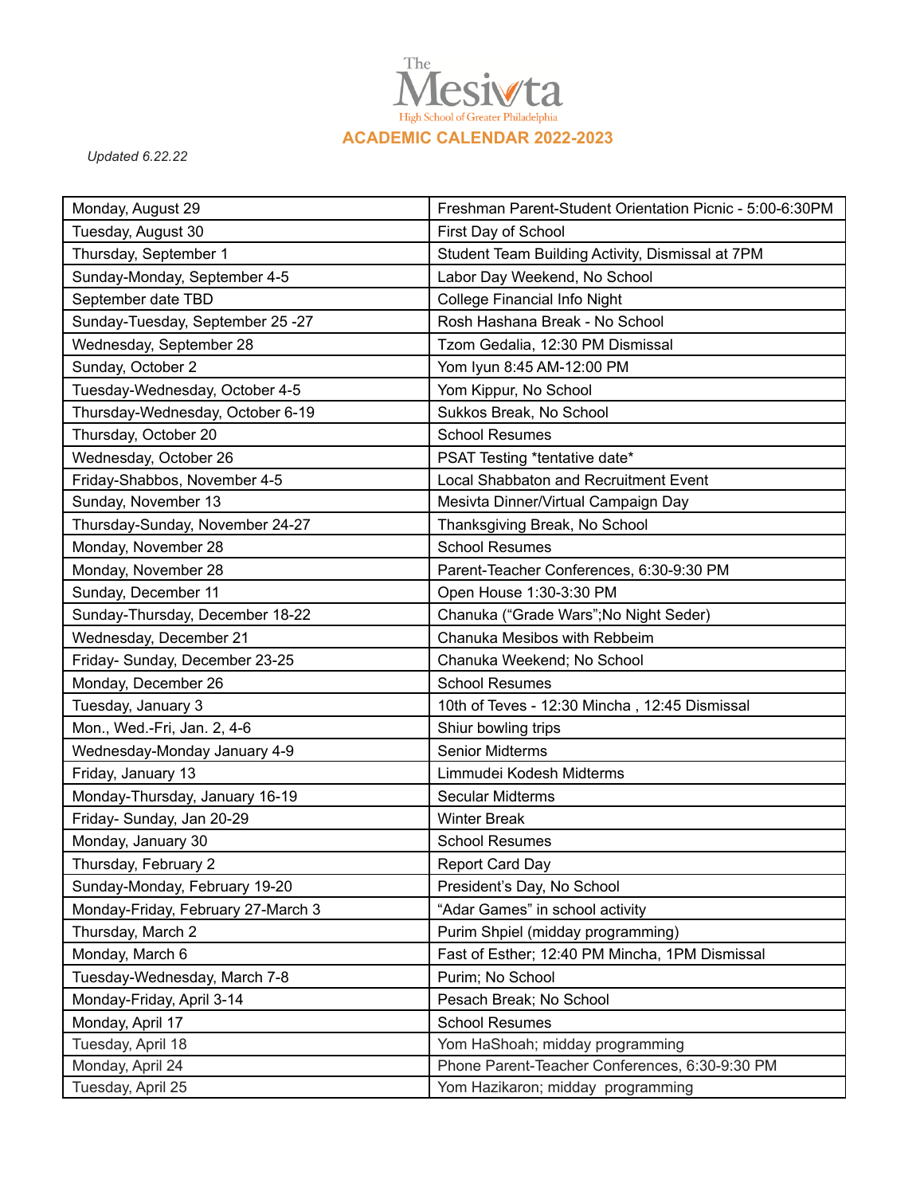The Mesivta

High School of Greater Philadelphia

# ACADEMIC CALENDAR 2022-2023

*Updated 6.22.22*

| | |
|---|---|
| Monday, August 29 | Freshman Parent-Student Orientation Picnic - 5:00-6:30PM |
| Tuesday, August 30 | First Day of School |
| Thursday, September 1 | Student Team Building Activity, Dismissal at 7PM |
| Sunday-Monday, September 4-5 | Labor Day Weekend, No School |
| September date TBD | College Financial Info Night |
| Sunday-Tuesday, September 25 -27 | Rosh Hashana Break - No School |
| Wednesday, September 28 | Tzom Gedalia, 12:30 PM Dismissal |
| Sunday, October 2 | Yom Iyun 8:45 AM-12:00 PM |
| Tuesday-Wednesday, October 4-5 | Yom Kippur, No School |
| Thursday-Wednesday, October 6-19 | Sukkos Break, No School |
| Thursday, October 20 | School Resumes |
| Wednesday, October 26 | PSAT Testing *tentative date* |
| Friday-Shabbos, November 4-5 | Local Shabbaton and Recruitment Event |
| Sunday, November 13 | Mesivta Dinner/Virtual Campaign Day |
| Thursday-Sunday, November 24-27 | Thanksgiving Break, No School |
| Monday, November 28 | School Resumes |
| Monday, November 28 | Parent-Teacher Conferences, 6:30-9:30 PM |
| Sunday, December 11 | Open House 1:30-3:30 PM |
| Sunday-Thursday, December 18-22 | Chanuka ("Grade Wars";No Night Seder) |
| Wednesday, December 21 | Chanuka Mesibos with Rebbeim |
| Friday- Sunday, December 23-25 | Chanuka Weekend; No School |
| Monday, December 26 | School Resumes |
| Tuesday, January 3 | 10th of Teves - 12:30 Mincha , 12:45 Dismissal |
| Mon., Wed.-Fri, Jan. 2, 4-6 | Shiur bowling trips |
| Wednesday-Monday January 4-9 | Senior Midterms |
| Friday, January 13 | Limmudei Kodesh Midterms |
| Monday-Thursday, January 16-19 | Secular Midterms |
| Friday- Sunday, Jan 20-29 | Winter Break |
| Monday, January 30 | School Resumes |
| Thursday, February 2 | Report Card Day |
| Sunday-Monday, February 19-20 | President's Day, No School |
| Monday-Friday, February 27-March 3 | "Adar Games" in school activity |
| Thursday, March 2 | Purim Shpiel (midday programming) |
| Monday, March 6 | Fast of Esther; 12:40 PM Mincha, 1PM Dismissal |
| Tuesday-Wednesday, March 7-8 | Purim; No School |
| Monday-Friday, April 3-14 | Pesach Break; No School |
| Monday, April 17 | School Resumes |
| Tuesday, April 18 | Yom HaShoah; midday programming |
| Monday, April 24 | Phone Parent-Teacher Conferences, 6:30-9:30 PM |
| Tuesday, April 25 | Yom Hazikaron; midday programming |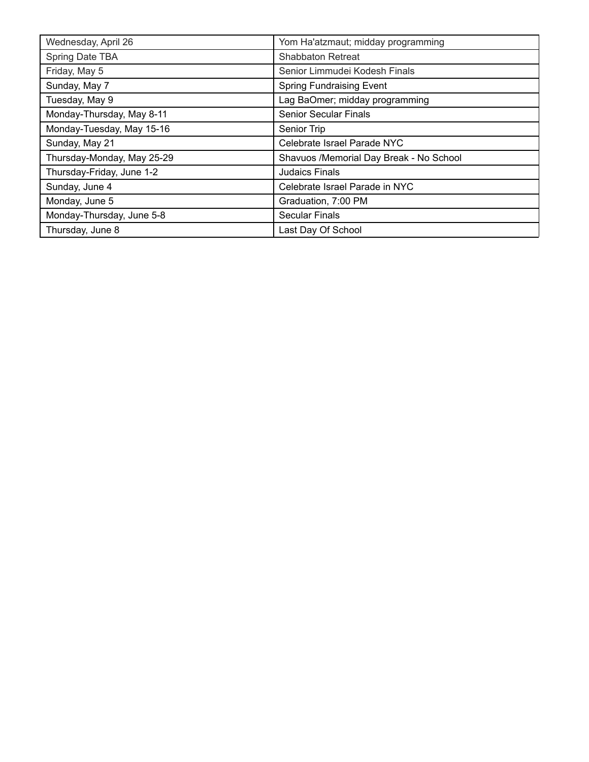| | |
|---|---|
| Wednesday, April 26 | Yom Ha'atzmaut; midday programming |
| Spring Date TBA | Shabbaton Retreat |
| Friday, May 5 | Senior Limmudei Kodesh Finals |
| Sunday, May 7 | Spring Fundraising Event |
| Tuesday, May 9 | Lag BaOmer; midday programming |
| Monday-Thursday, May 8-11 | Senior Secular Finals |
| Monday-Tuesday, May 15-16 | Senior Trip |
| Sunday, May 21 | Celebrate Israel Parade NYC |
| Thursday-Monday, May 25-29 | Shavuos /Memorial Day Break - No School |
| Thursday-Friday, June 1-2 | Judaics Finals |
| Sunday, June 4 | Celebrate Israel Parade in NYC |
| Monday, June 5 | Graduation, 7:00 PM |
| Monday-Thursday, June 5-8 | Secular Finals |
| Thursday, June 8 | Last Day Of School |